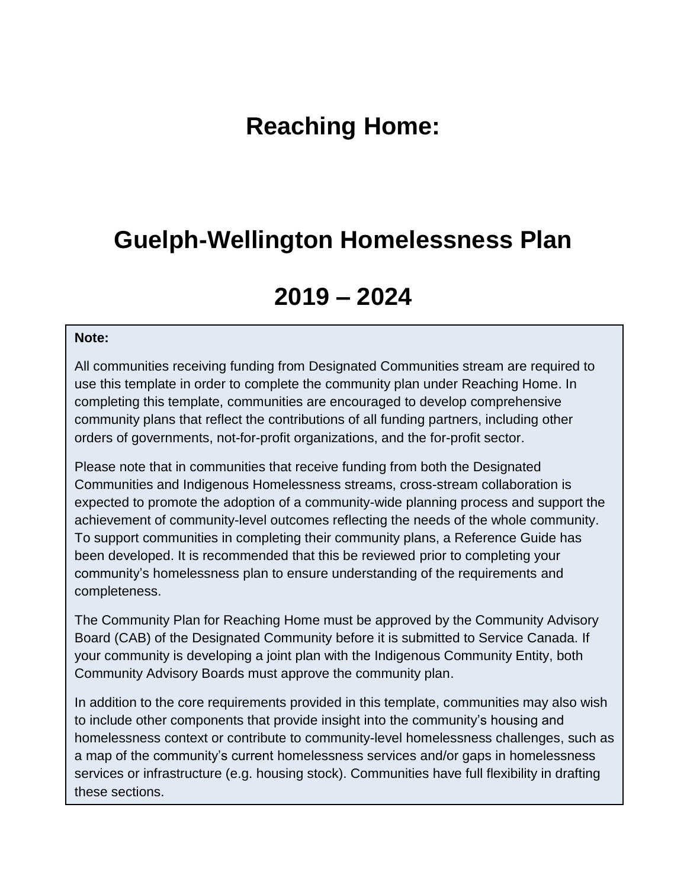# Reaching Home:

# Guelph-Wellington Homelessness Plan

# 2019 – 2024

**Note:**

All communities receiving funding from Designated Communities stream are required to use this template in order to complete the community plan under Reaching Home. In completing this template, communities are encouraged to develop comprehensive community plans that reflect the contributions of all funding partners, including other orders of governments, not-for-profit organizations, and the for-profit sector.

Please note that in communities that receive funding from both the Designated Communities and Indigenous Homelessness streams, cross-stream collaboration is expected to promote the adoption of a community-wide planning process and support the achievement of community-level outcomes reflecting the needs of the whole community. To support communities in completing their community plans, a Reference Guide has been developed. It is recommended that this be reviewed prior to completing your community's homelessness plan to ensure understanding of the requirements and completeness.

The Community Plan for Reaching Home must be approved by the Community Advisory Board (CAB) of the Designated Community before it is submitted to Service Canada. If your community is developing a joint plan with the Indigenous Community Entity, both Community Advisory Boards must approve the community plan.

In addition to the core requirements provided in this template, communities may also wish to include other components that provide insight into the community's housing and homelessness context or contribute to community-level homelessness challenges, such as a map of the community's current homelessness services and/or gaps in homelessness services or infrastructure (e.g. housing stock). Communities have full flexibility in drafting these sections.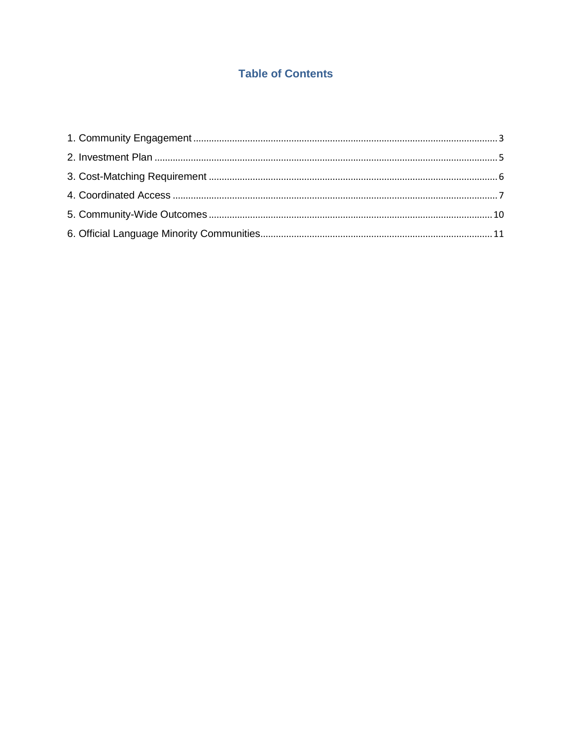## Table of Contents

1. Community Engagement ........................................................................ 3
2. Investment Plan ................................................................................. 5
3. Cost-Matching Requirement ............................................................... 6
4. Coordinated Access ............................................................................ 7
5. Community-Wide Outcomes ............................................................... 10
6. Official Language Minority Communities............................................ 11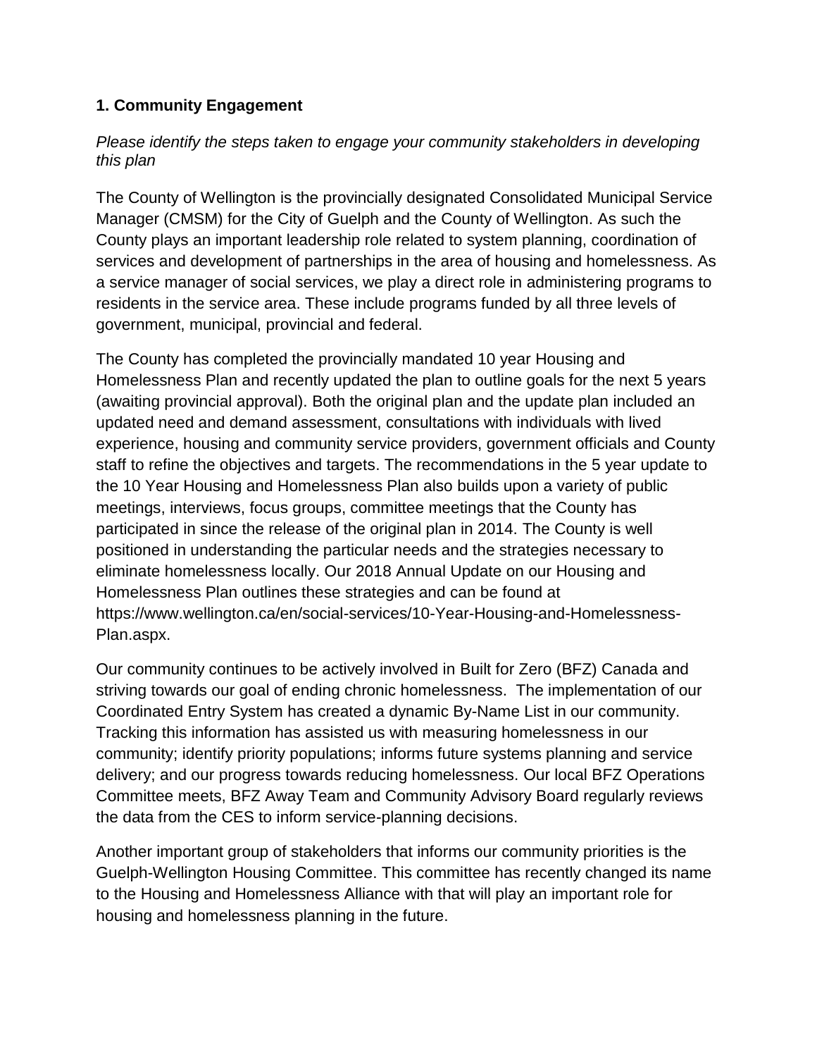### 1. Community Engagement

*Please identify the steps taken to engage your community stakeholders in developing this plan*

The County of Wellington is the provincially designated Consolidated Municipal Service Manager (CMSM) for the City of Guelph and the County of Wellington. As such the County plays an important leadership role related to system planning, coordination of services and development of partnerships in the area of housing and homelessness. As a service manager of social services, we play a direct role in administering programs to residents in the service area. These include programs funded by all three levels of government, municipal, provincial and federal.

The County has completed the provincially mandated 10 year Housing and Homelessness Plan and recently updated the plan to outline goals for the next 5 years (awaiting provincial approval). Both the original plan and the update plan included an updated need and demand assessment, consultations with individuals with lived experience, housing and community service providers, government officials and County staff to refine the objectives and targets. The recommendations in the 5 year update to the 10 Year Housing and Homelessness Plan also builds upon a variety of public meetings, interviews, focus groups, committee meetings that the County has participated in since the release of the original plan in 2014. The County is well positioned in understanding the particular needs and the strategies necessary to eliminate homelessness locally. Our 2018 Annual Update on our Housing and Homelessness Plan outlines these strategies and can be found at https://www.wellington.ca/en/social-services/10-Year-Housing-and-Homelessness-Plan.aspx.

Our community continues to be actively involved in Built for Zero (BFZ) Canada and striving towards our goal of ending chronic homelessness. The implementation of our Coordinated Entry System has created a dynamic By-Name List in our community. Tracking this information has assisted us with measuring homelessness in our community; identify priority populations; informs future systems planning and service delivery; and our progress towards reducing homelessness. Our local BFZ Operations Committee meets, BFZ Away Team and Community Advisory Board regularly reviews the data from the CES to inform service-planning decisions.

Another important group of stakeholders that informs our community priorities is the Guelph-Wellington Housing Committee. This committee has recently changed its name to the Housing and Homelessness Alliance with that will play an important role for housing and homelessness planning in the future.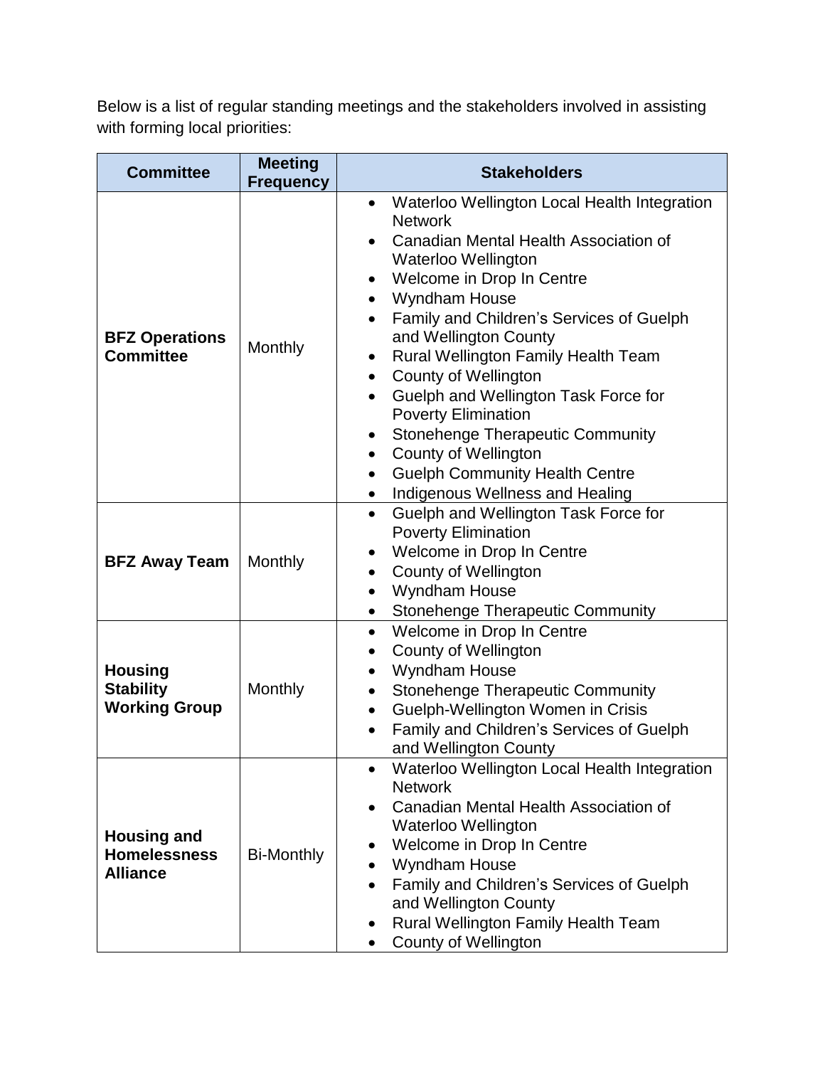Below is a list of regular standing meetings and the stakeholders involved in assisting with forming local priorities:

| Committee | Meeting Frequency | Stakeholders |
|---|---|---|
| **BFZ Operations Committee** | Monthly | • Waterloo Wellington Local Health Integration Network<br>• Canadian Mental Health Association of Waterloo Wellington<br>• Welcome in Drop In Centre<br>• Wyndham House<br>• Family and Children's Services of Guelph and Wellington County<br>• Rural Wellington Family Health Team<br>• County of Wellington<br>• Guelph and Wellington Task Force for Poverty Elimination<br>• Stonehenge Therapeutic Community<br>• County of Wellington<br>• Guelph Community Health Centre<br>• Indigenous Wellness and Healing |
| **BFZ Away Team** | Monthly | • Guelph and Wellington Task Force for Poverty Elimination<br>• Welcome in Drop In Centre<br>• County of Wellington<br>• Wyndham House<br>• Stonehenge Therapeutic Community |
| **Housing Stability Working Group** | Monthly | • Welcome in Drop In Centre<br>• County of Wellington<br>• Wyndham House<br>• Stonehenge Therapeutic Community<br>• Guelph-Wellington Women in Crisis<br>• Family and Children's Services of Guelph and Wellington County |
| **Housing and Homelessness Alliance** | Bi-Monthly | • Waterloo Wellington Local Health Integration Network<br>• Canadian Mental Health Association of Waterloo Wellington<br>• Welcome in Drop In Centre<br>• Wyndham House<br>• Family and Children's Services of Guelph and Wellington County<br>• Rural Wellington Family Health Team<br>• County of Wellington |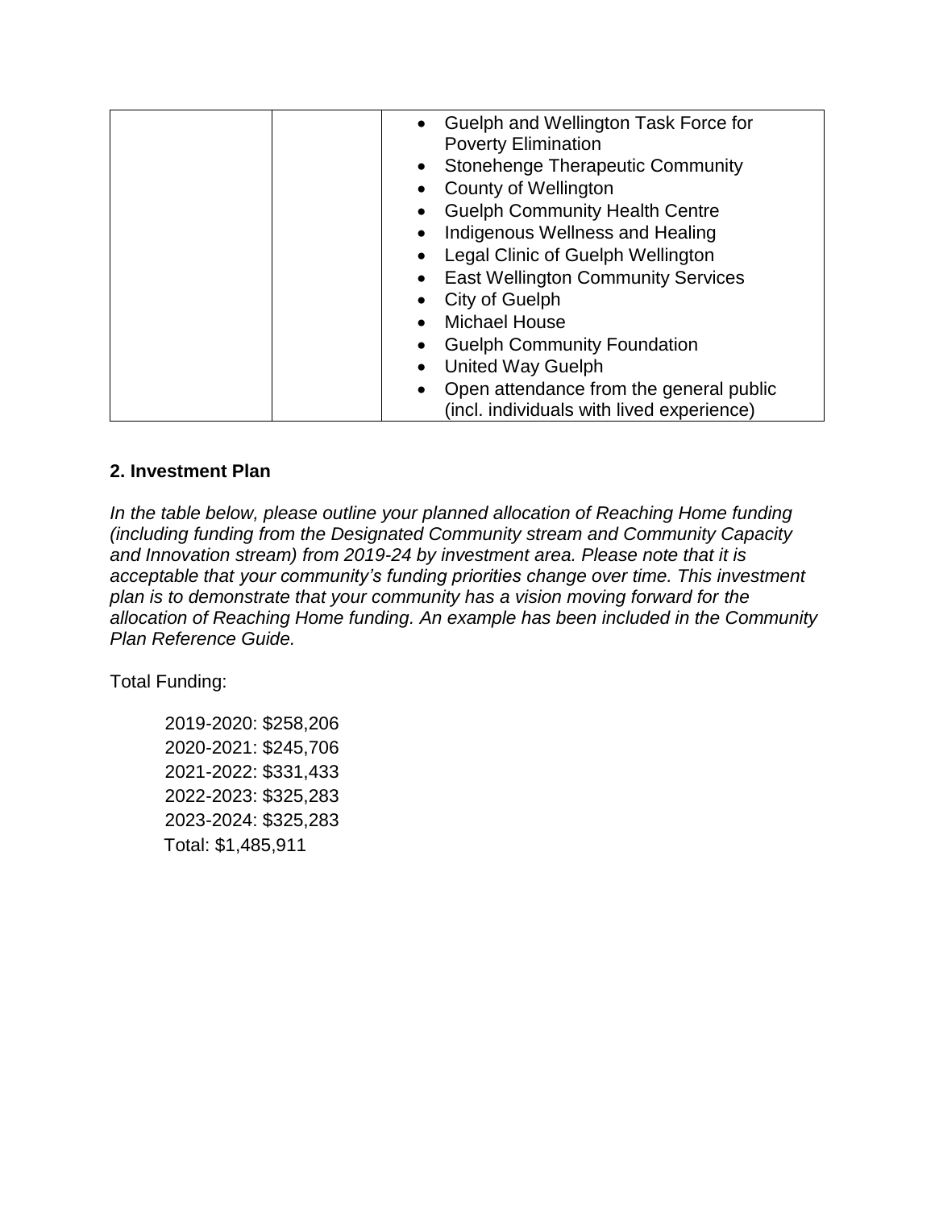| | | |
|---|---|---|
| | | • Guelph and Wellington Task Force for Poverty Elimination<br>• Stonehenge Therapeutic Community<br>• County of Wellington<br>• Guelph Community Health Centre<br>• Indigenous Wellness and Healing<br>• Legal Clinic of Guelph Wellington<br>• East Wellington Community Services<br>• City of Guelph<br>• Michael House<br>• Guelph Community Foundation<br>• United Way Guelph<br>• Open attendance from the general public (incl. individuals with lived experience) |

**2. Investment Plan**

*In the table below, please outline your planned allocation of Reaching Home funding (including funding from the Designated Community stream and Community Capacity and Innovation stream) from 2019-24 by investment area. Please note that it is acceptable that your community's funding priorities change over time. This investment plan is to demonstrate that your community has a vision moving forward for the allocation of Reaching Home funding. An example has been included in the Community Plan Reference Guide.*

Total Funding:

2019-2020: $258,206
2020-2021: $245,706
2021-2022: $331,433
2022-2023: $325,283
2023-2024: $325,283
Total: $1,485,911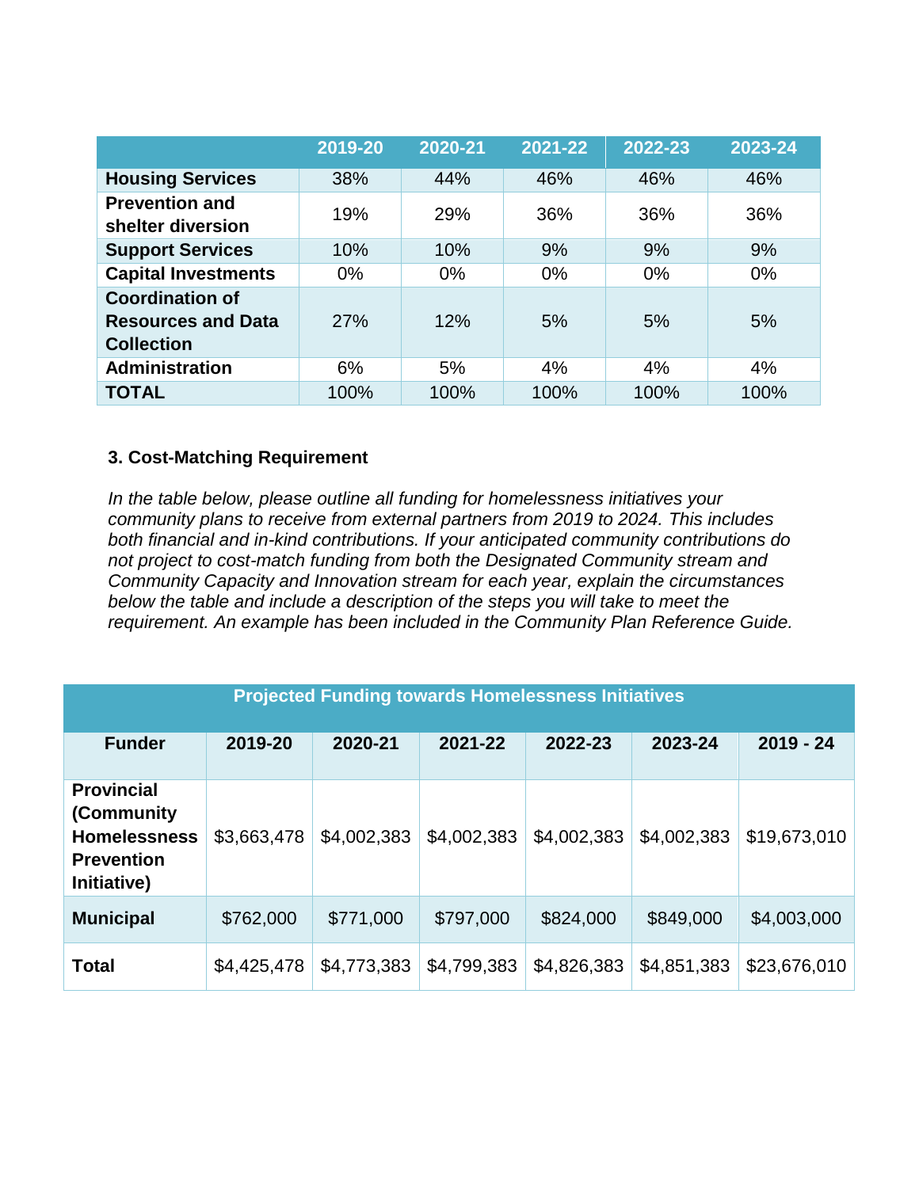| | 2019-20 | 2020-21 | 2021-22 | 2022-23 | 2023-24 |
|---|---|---|---|---|---|
| **Housing Services** | 38% | 44% | 46% | 46% | 46% |
| **Prevention and shelter diversion** | 19% | 29% | 36% | 36% | 36% |
| **Support Services** | 10% | 10% | 9% | 9% | 9% |
| **Capital Investments** | 0% | 0% | 0% | 0% | 0% |
| **Coordination of Resources and Data Collection** | 27% | 12% | 5% | 5% | 5% |
| **Administration** | 6% | 5% | 4% | 4% | 4% |
| **TOTAL** | 100% | 100% | 100% | 100% | 100% |

### 3. Cost-Matching Requirement

*In the table below, please outline all funding for homelessness initiatives your community plans to receive from external partners from 2019 to 2024. This includes both financial and in-kind contributions. If your anticipated community contributions do not project to cost-match funding from both the Designated Community stream and Community Capacity and Innovation stream for each year, explain the circumstances below the table and include a description of the steps you will take to meet the requirement. An example has been included in the Community Plan Reference Guide.*

| Projected Funding towards Homelessness Initiatives | | | | | | |
|---|---|---|---|---|---|---|
| **Funder** | **2019-20** | **2020-21** | **2021-22** | **2022-23** | **2023-24** | **2019 - 24** |
| **Provincial (Community Homelessness Prevention Initiative)** | $3,663,478 | $4,002,383 | $4,002,383 | $4,002,383 | $4,002,383 | $19,673,010 |
| **Municipal** | $762,000 | $771,000 | $797,000 | $824,000 | $849,000 | $4,003,000 |
| **Total** | $4,425,478 | $4,773,383 | $4,799,383 | $4,826,383 | $4,851,383 | $23,676,010 |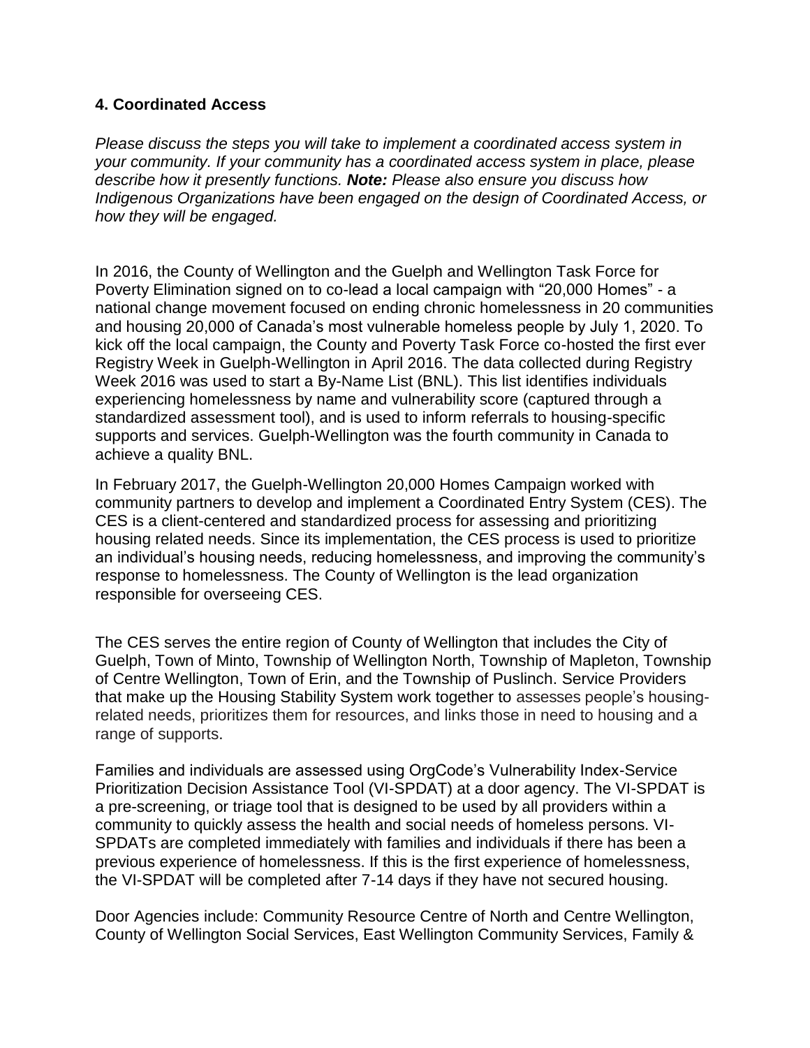### 4. Coordinated Access

*Please discuss the steps you will take to implement a coordinated access system in your community. If your community has a coordinated access system in place, please describe how it presently functions.* ***Note:*** *Please also ensure you discuss how Indigenous Organizations have been engaged on the design of Coordinated Access, or how they will be engaged.*

In 2016, the County of Wellington and the Guelph and Wellington Task Force for Poverty Elimination signed on to co-lead a local campaign with "20,000 Homes" - a national change movement focused on ending chronic homelessness in 20 communities and housing 20,000 of Canada's most vulnerable homeless people by July 1, 2020. To kick off the local campaign, the County and Poverty Task Force co-hosted the first ever Registry Week in Guelph-Wellington in April 2016. The data collected during Registry Week 2016 was used to start a By-Name List (BNL). This list identifies individuals experiencing homelessness by name and vulnerability score (captured through a standardized assessment tool), and is used to inform referrals to housing-specific supports and services. Guelph-Wellington was the fourth community in Canada to achieve a quality BNL.

In February 2017, the Guelph-Wellington 20,000 Homes Campaign worked with community partners to develop and implement a Coordinated Entry System (CES). The CES is a client-centered and standardized process for assessing and prioritizing housing related needs. Since its implementation, the CES process is used to prioritize an individual's housing needs, reducing homelessness, and improving the community's response to homelessness. The County of Wellington is the lead organization responsible for overseeing CES.

The CES serves the entire region of County of Wellington that includes the City of Guelph, Town of Minto, Township of Wellington North, Township of Mapleton, Township of Centre Wellington, Town of Erin, and the Township of Puslinch. Service Providers that make up the Housing Stability System work together to assesses people's housing-related needs, prioritizes them for resources, and links those in need to housing and a range of supports.

Families and individuals are assessed using OrgCode's Vulnerability Index-Service Prioritization Decision Assistance Tool (VI-SPDAT) at a door agency. The VI-SPDAT is a pre-screening, or triage tool that is designed to be used by all providers within a community to quickly assess the health and social needs of homeless persons. VI-SPDATs are completed immediately with families and individuals if there has been a previous experience of homelessness. If this is the first experience of homelessness, the VI-SPDAT will be completed after 7-14 days if they have not secured housing.

Door Agencies include: Community Resource Centre of North and Centre Wellington, County of Wellington Social Services, East Wellington Community Services, Family &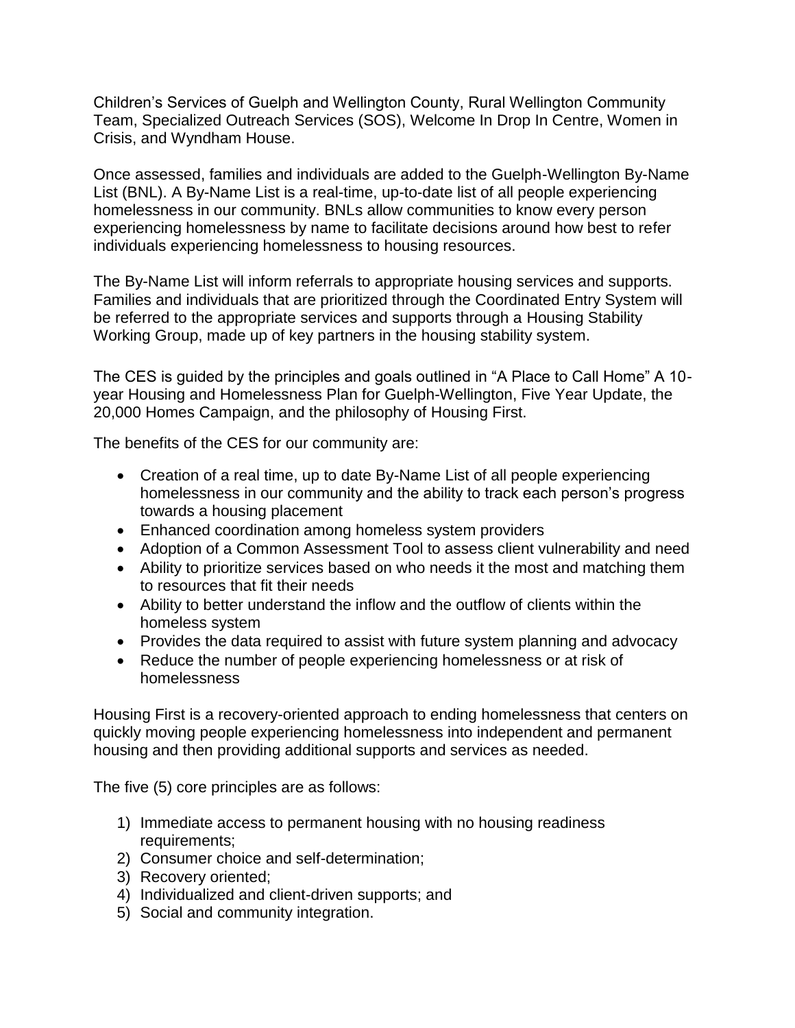Children's Services of Guelph and Wellington County, Rural Wellington Community Team, Specialized Outreach Services (SOS), Welcome In Drop In Centre, Women in Crisis, and Wyndham House.

Once assessed, families and individuals are added to the Guelph-Wellington By-Name List (BNL). A By-Name List is a real-time, up-to-date list of all people experiencing homelessness in our community. BNLs allow communities to know every person experiencing homelessness by name to facilitate decisions around how best to refer individuals experiencing homelessness to housing resources.

The By-Name List will inform referrals to appropriate housing services and supports. Families and individuals that are prioritized through the Coordinated Entry System will be referred to the appropriate services and supports through a Housing Stability Working Group, made up of key partners in the housing stability system.

The CES is guided by the principles and goals outlined in "A Place to Call Home" A 10-year Housing and Homelessness Plan for Guelph-Wellington, Five Year Update, the 20,000 Homes Campaign, and the philosophy of Housing First.

The benefits of the CES for our community are:

- Creation of a real time, up to date By-Name List of all people experiencing homelessness in our community and the ability to track each person's progress towards a housing placement
- Enhanced coordination among homeless system providers
- Adoption of a Common Assessment Tool to assess client vulnerability and need
- Ability to prioritize services based on who needs it the most and matching them to resources that fit their needs
- Ability to better understand the inflow and the outflow of clients within the homeless system
- Provides the data required to assist with future system planning and advocacy
- Reduce the number of people experiencing homelessness or at risk of homelessness

Housing First is a recovery-oriented approach to ending homelessness that centers on quickly moving people experiencing homelessness into independent and permanent housing and then providing additional supports and services as needed.

The five (5) core principles are as follows:

1) Immediate access to permanent housing with no housing readiness requirements;
2) Consumer choice and self-determination;
3) Recovery oriented;
4) Individualized and client-driven supports; and
5) Social and community integration.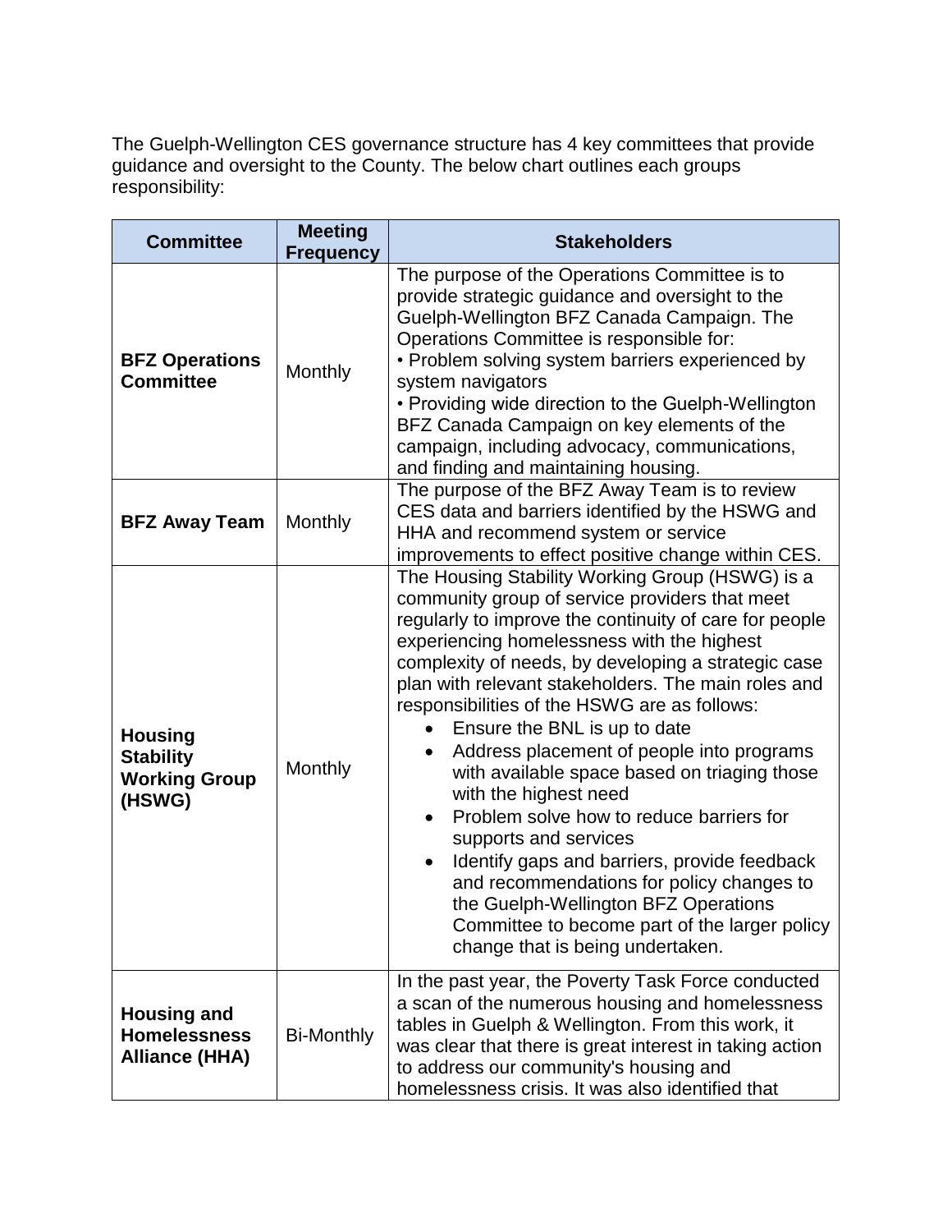The Guelph-Wellington CES governance structure has 4 key committees that provide guidance and oversight to the County. The below chart outlines each groups responsibility:

| Committee | Meeting Frequency | Stakeholders |
|---|---|---|
| **BFZ Operations Committee** | Monthly | The purpose of the Operations Committee is to provide strategic guidance and oversight to the Guelph-Wellington BFZ Canada Campaign. The Operations Committee is responsible for:<br>• Problem solving system barriers experienced by system navigators<br>• Providing wide direction to the Guelph-Wellington BFZ Canada Campaign on key elements of the campaign, including advocacy, communications, and finding and maintaining housing. |
| **BFZ Away Team** | Monthly | The purpose of the BFZ Away Team is to review CES data and barriers identified by the HSWG and HHA and recommend system or service improvements to effect positive change within CES. |
| **Housing Stability Working Group (HSWG)** | Monthly | The Housing Stability Working Group (HSWG) is a community group of service providers that meet regularly to improve the continuity of care for people experiencing homelessness with the highest complexity of needs, by developing a strategic case plan with relevant stakeholders. The main roles and responsibilities of the HSWG are as follows:<br>• Ensure the BNL is up to date<br>• Address placement of people into programs with available space based on triaging those with the highest need<br>• Problem solve how to reduce barriers for supports and services<br>• Identify gaps and barriers, provide feedback and recommendations for policy changes to the Guelph-Wellington BFZ Operations Committee to become part of the larger policy change that is being undertaken. |
| **Housing and Homelessness Alliance (HHA)** | Bi-Monthly | In the past year, the Poverty Task Force conducted a scan of the numerous housing and homelessness tables in Guelph & Wellington. From this work, it was clear that there is great interest in taking action to address our community's housing and homelessness crisis. It was also identified that |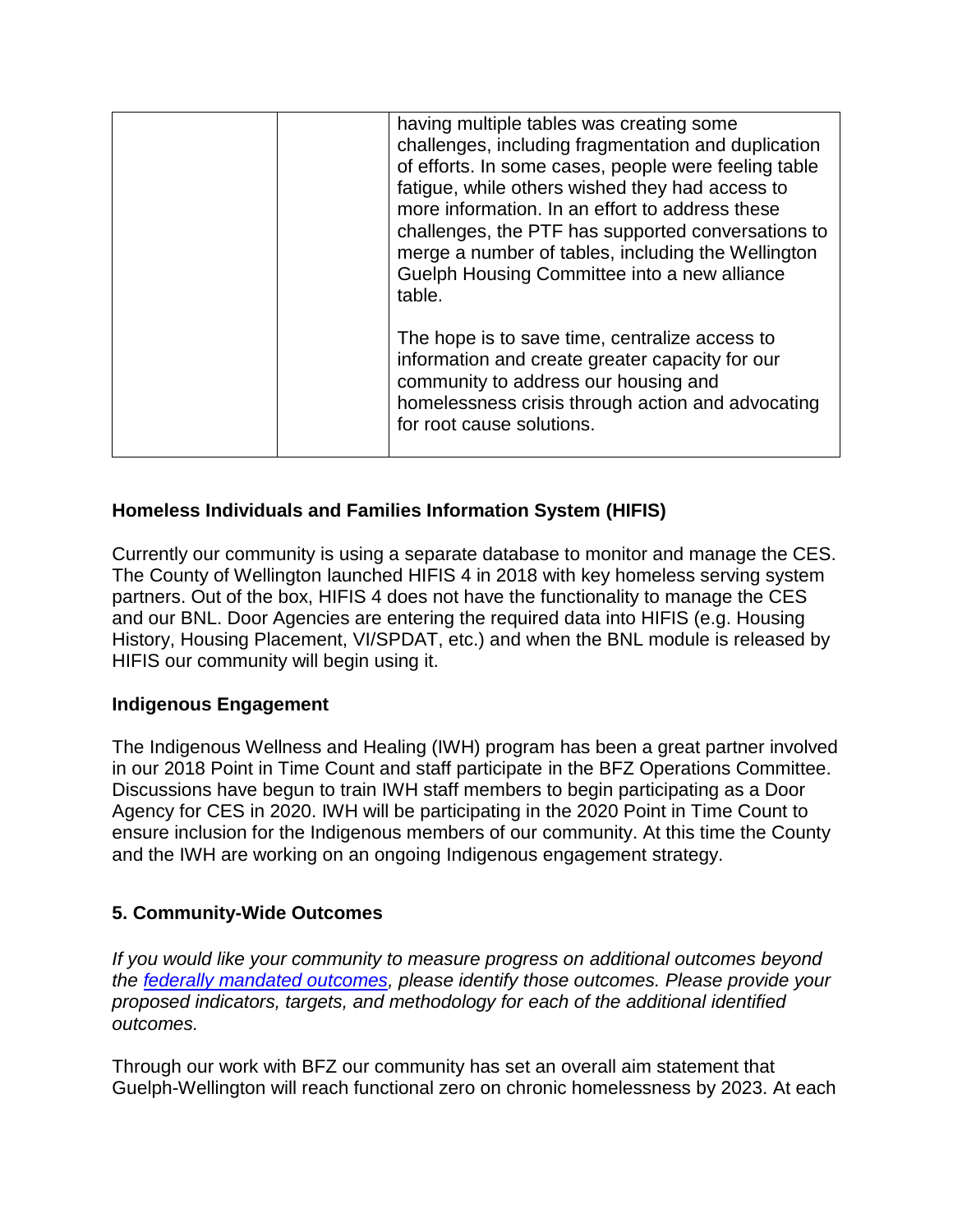| | | having multiple tables was creating some challenges, including fragmentation and duplication of efforts. In some cases, people were feeling table fatigue, while others wished they had access to more information. In an effort to address these challenges, the PTF has supported conversations to merge a number of tables, including the Wellington Guelph Housing Committee into a new alliance table.<br><br>The hope is to save time, centralize access to information and create greater capacity for our community to address our housing and homelessness crisis through action and advocating for root cause solutions. |
|---|---|---|

**Homeless Individuals and Families Information System (HIFIS)**

Currently our community is using a separate database to monitor and manage the CES. The County of Wellington launched HIFIS 4 in 2018 with key homeless serving system partners. Out of the box, HIFIS 4 does not have the functionality to manage the CES and our BNL. Door Agencies are entering the required data into HIFIS (e.g. Housing History, Housing Placement, VI/SPDAT, etc.) and when the BNL module is released by HIFIS our community will begin using it.

**Indigenous Engagement**

The Indigenous Wellness and Healing (IWH) program has been a great partner involved in our 2018 Point in Time Count and staff participate in the BFZ Operations Committee. Discussions have begun to train IWH staff members to begin participating as a Door Agency for CES in 2020. IWH will be participating in the 2020 Point in Time Count to ensure inclusion for the Indigenous members of our community. At this time the County and the IWH are working on an ongoing Indigenous engagement strategy.

## 5. Community-Wide Outcomes

*If you would like your community to measure progress on additional outcomes beyond the federally mandated outcomes, please identify those outcomes. Please provide your proposed indicators, targets, and methodology for each of the additional identified outcomes.*

Through our work with BFZ our community has set an overall aim statement that Guelph-Wellington will reach functional zero on chronic homelessness by 2023. At each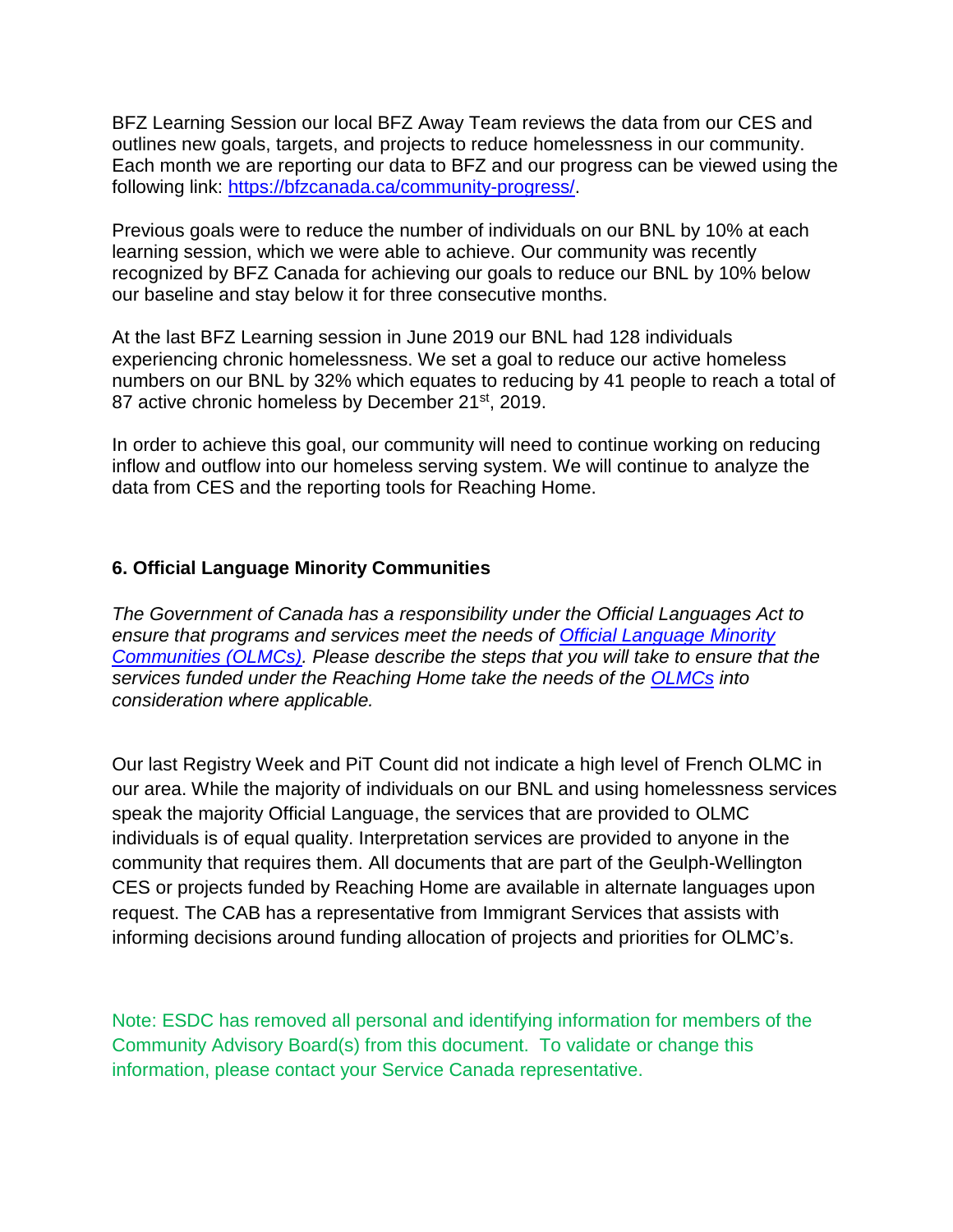BFZ Learning Session our local BFZ Away Team reviews the data from our CES and outlines new goals, targets, and projects to reduce homelessness in our community. Each month we are reporting our data to BFZ and our progress can be viewed using the following link: [https://bfzcanada.ca/community-progress/](https://bfzcanada.ca/community-progress/).

Previous goals were to reduce the number of individuals on our BNL by 10% at each learning session, which we were able to achieve. Our community was recently recognized by BFZ Canada for achieving our goals to reduce our BNL by 10% below our baseline and stay below it for three consecutive months.

At the last BFZ Learning session in June 2019 our BNL had 128 individuals experiencing chronic homelessness. We set a goal to reduce our active homeless numbers on our BNL by 32% which equates to reducing by 41 people to reach a total of 87 active chronic homeless by December 21st, 2019.

In order to achieve this goal, our community will need to continue working on reducing inflow and outflow into our homeless serving system. We will continue to analyze the data from CES and the reporting tools for Reaching Home.

### 6. Official Language Minority Communities

*The Government of Canada has a responsibility under the Official Languages Act to ensure that programs and services meet the needs of [Official Language Minority Communities (OLMCs)](). Please describe the steps that you will take to ensure that the services funded under the Reaching Home take the needs of the [OLMCs]() into consideration where applicable.*

Our last Registry Week and PiT Count did not indicate a high level of French OLMC in our area. While the majority of individuals on our BNL and using homelessness services speak the majority Official Language, the services that are provided to OLMC individuals is of equal quality. Interpretation services are provided to anyone in the community that requires them. All documents that are part of the Geulph-Wellington CES or projects funded by Reaching Home are available in alternate languages upon request. The CAB has a representative from Immigrant Services that assists with informing decisions around funding allocation of projects and priorities for OLMC's.

Note: ESDC has removed all personal and identifying information for members of the Community Advisory Board(s) from this document. To validate or change this information, please contact your Service Canada representative.